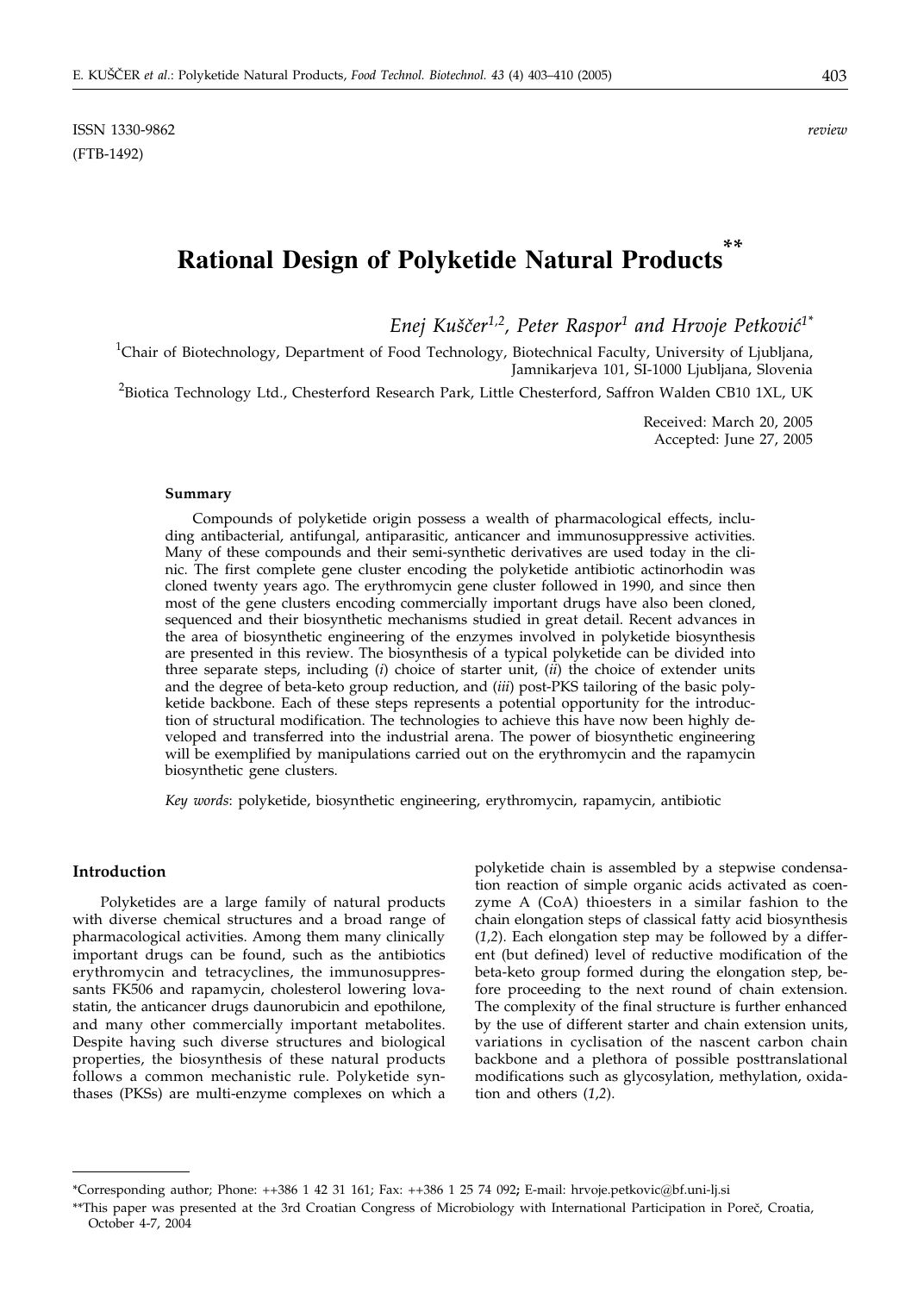ISSN 1330-9862

(FTB-1492)

*review*

# Rational Design of Polyketide Natural Products**

*Enej Kuščer[1,2], Peter Raspor[1] and Hrvoje Petković[1*]*

[1]Chair of Biotechnology, Department of Food Technology, Biotechnical Faculty, University of Ljubljana, Jamnikarjeva 101, SI-1000 Ljubljana, Slovenia

[2]Biotica Technology Ltd., Chesterford Research Park, Little Chesterford, Saffron Walden CB10 1XL, UK

Received: March 20, 2005
Accepted: June 27, 2005

#### Summary

Compounds of polyketide origin possess a wealth of pharmacological effects, including antibacterial, antifungal, antiparasitic, anticancer and immunosuppressive activities. Many of these compounds and their semi-synthetic derivatives are used today in the clinic. The first complete gene cluster encoding the polyketide antibiotic actinorhodin was cloned twenty years ago. The erythromycin gene cluster followed in 1990, and since then most of the gene clusters encoding commercially important drugs have also been cloned, sequenced and their biosynthetic mechanisms studied in great detail. Recent advances in the area of biosynthetic engineering of the enzymes involved in polyketide biosynthesis are presented in this review. The biosynthesis of a typical polyketide can be divided into three separate steps, including (*i*) choice of starter unit, (*ii*) the choice of extender units and the degree of beta-keto group reduction, and (*iii*) post-PKS tailoring of the basic polyketide backbone. Each of these steps represents a potential opportunity for the introduction of structural modification. The technologies to achieve this have now been highly developed and transferred into the industrial arena. The power of biosynthetic engineering will be exemplified by manipulations carried out on the erythromycin and the rapamycin biosynthetic gene clusters.

*Key words*: polyketide, biosynthetic engineering, erythromycin, rapamycin, antibiotic

## Introduction

Polyketides are a large family of natural products with diverse chemical structures and a broad range of pharmacological activities. Among them many clinically important drugs can be found, such as the antibiotics erythromycin and tetracyclines, the immunosuppressants FK506 and rapamycin, cholesterol lowering lovastatin, the anticancer drugs daunorubicin and epothilone, and many other commercially important metabolites. Despite having such diverse structures and biological properties, the biosynthesis of these natural products follows a common mechanistic rule. Polyketide synthases (PKSs) are multi-enzyme complexes on which a polyketide chain is assembled by a stepwise condensation reaction of simple organic acids activated as coenzyme A (CoA) thioesters in a similar fashion to the chain elongation steps of classical fatty acid biosynthesis (*1,2*). Each elongation step may be followed by a different (but defined) level of reductive modification of the beta-keto group formed during the elongation step, before proceeding to the next round of chain extension. The complexity of the final structure is further enhanced by the use of different starter and chain extension units, variations in cyclisation of the nascent carbon chain backbone and a plethora of possible posttranslational modifications such as glycosylation, methylation, oxidation and others (*1,2*).

*Corresponding author; Phone: ++386 1 42 31 161; Fax: ++386 1 25 74 092; E-mail: hrvoje.petkovic@bf.uni-lj.si

**This paper was presented at the 3rd Croatian Congress of Microbiology with International Participation in Poreč, Croatia, October 4-7, 2004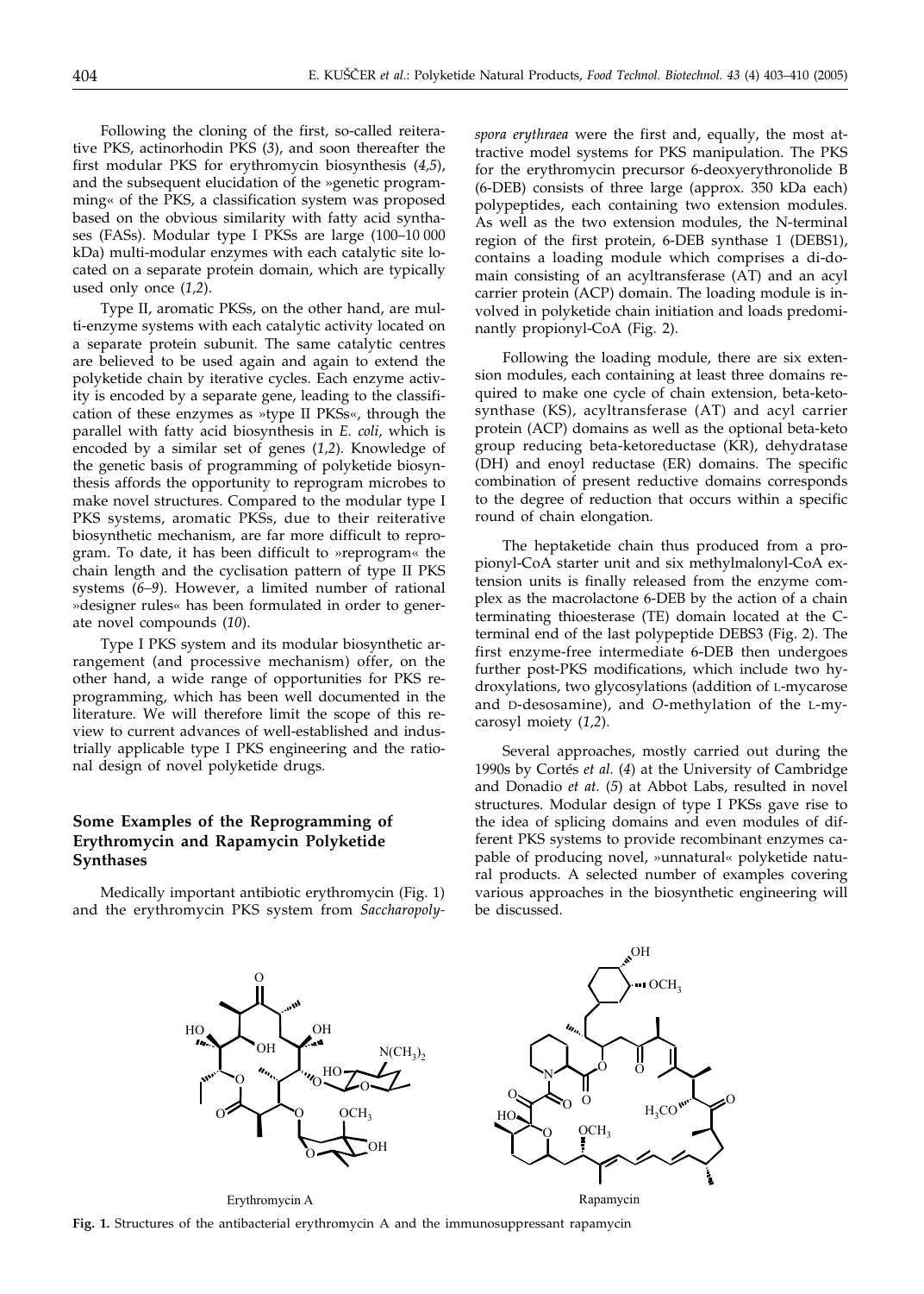Following the cloning of the first, so-called reiterative PKS, actinorhodin PKS (*3*), and soon thereafter the first modular PKS for erythromycin biosynthesis (*4,5*), and the subsequent elucidation of the »genetic programming« of the PKS, a classification system was proposed based on the obvious similarity with fatty acid synthases (FASs). Modular type I PKSs are large (100–10 000 kDa) multi-modular enzymes with each catalytic site located on a separate protein domain, which are typically used only once (*1,2*).

Type II, aromatic PKSs, on the other hand, are multi-enzyme systems with each catalytic activity located on a separate protein subunit. The same catalytic centres are believed to be used again and again to extend the polyketide chain by iterative cycles. Each enzyme activity is encoded by a separate gene, leading to the classification of these enzymes as »type II PKSs«, through the parallel with fatty acid biosynthesis in *E. coli*, which is encoded by a similar set of genes (*1,2*). Knowledge of the genetic basis of programming of polyketide biosynthesis affords the opportunity to reprogram microbes to make novel structures. Compared to the modular type I PKS systems, aromatic PKSs, due to their reiterative biosynthetic mechanism, are far more difficult to reprogram. To date, it has been difficult to »reprogram« the chain length and the cyclisation pattern of type II PKS systems (*6–9*). However, a limited number of rational »designer rules« has been formulated in order to generate novel compounds (*10*).

Type I PKS system and its modular biosynthetic arrangement (and processive mechanism) offer, on the other hand, a wide range of opportunities for PKS reprogramming, which has been well documented in the literature. We will therefore limit the scope of this review to current advances of well-established and industrially applicable type I PKS engineering and the rational design of novel polyketide drugs.

## Some Examples of the Reprogramming of Erythromycin and Rapamycin Polyketide Synthases

Medically important antibiotic erythromycin (Fig. 1) and the erythromycin PKS system from *Saccharopolyspora erythraea* were the first and, equally, the most attractive model systems for PKS manipulation. The PKS for the erythromycin precursor 6-deoxyerythronolide B (6-DEB) consists of three large (approx. 350 kDa each) polypeptides, each containing two extension modules. As well as the two extension modules, the N-terminal region of the first protein, 6-DEB synthase 1 (DEBS1), contains a loading module which comprises a di-domain consisting of an acyltransferase (AT) and an acyl carrier protein (ACP) domain. The loading module is involved in polyketide chain initiation and loads predominantly propionyl-CoA (Fig. 2).

Following the loading module, there are six extension modules, each containing at least three domains required to make one cycle of chain extension, beta-ketosynthase (KS), acyltransferase (AT) and acyl carrier protein (ACP) domains as well as the optional beta-keto group reducing beta-ketoreductase (KR), dehydratase (DH) and enoyl reductase (ER) domains. The specific combination of present reductive domains corresponds to the degree of reduction that occurs within a specific round of chain elongation.

The heptaketide chain thus produced from a propionyl-CoA starter unit and six methylmalonyl-CoA extension units is finally released from the enzyme complex as the macrolactone 6-DEB by the action of a chain terminating thioesterase (TE) domain located at the C-terminal end of the last polypeptide DEBS3 (Fig. 2). The first enzyme-free intermediate 6-DEB then undergoes further post-PKS modifications, which include two hydroxylations, two glycosylations (addition of L-mycarose and D-desosamine), and *O*-methylation of the L-mycarosyl moiety (*1,2*).

Several approaches, mostly carried out during the 1990s by Cortés *et al.* (*4*) at the University of Cambridge and Donadio *et at.* (*5*) at Abbot Labs, resulted in novel structures. Modular design of type I PKSs gave rise to the idea of splicing domains and even modules of different PKS systems to provide recombinant enzymes capable of producing novel, »unnatural« polyketide natural products. A selected number of examples covering various approaches in the biosynthetic engineering will be discussed.

Erythromycin A          Rapamycin

**Fig. 1.** Structures of the antibacterial erythromycin A and the immunosuppressant rapamycin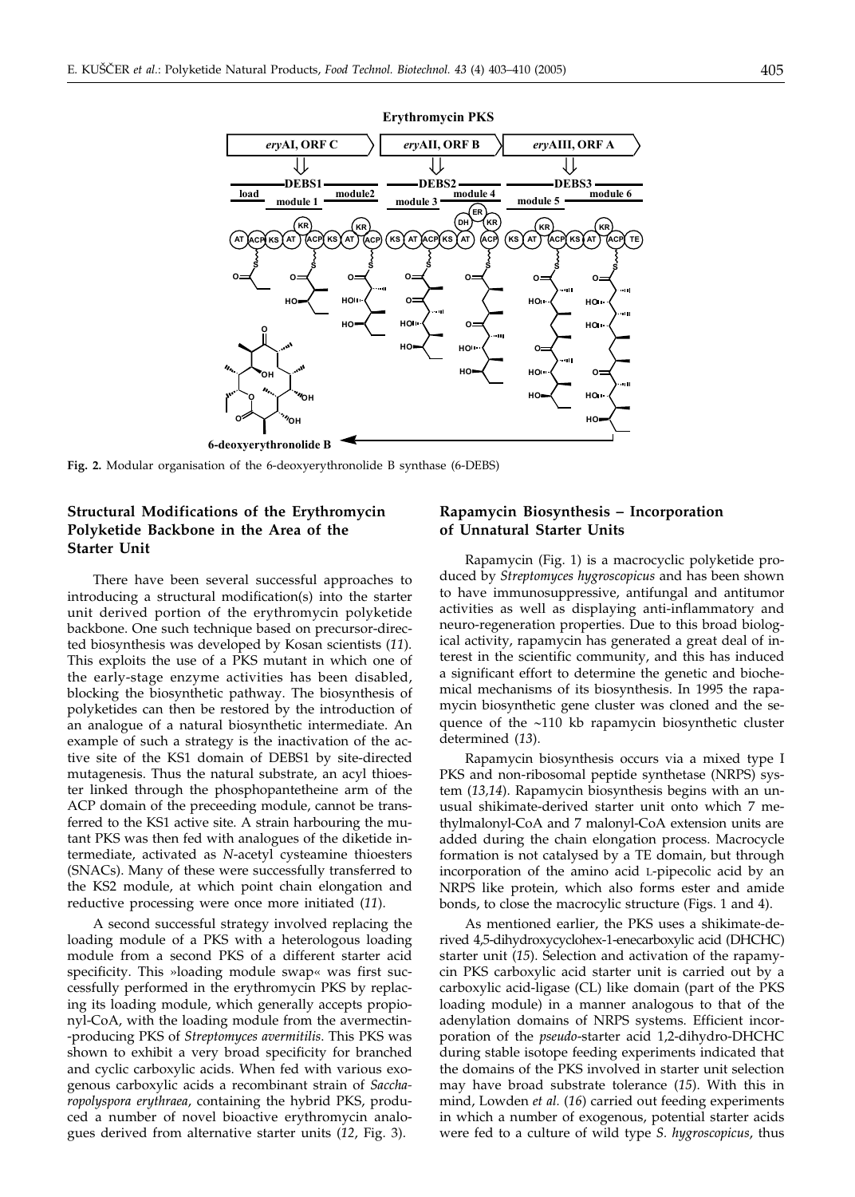**Fig. 2.** Modular organisation of the 6-deoxyerythronolide B synthase (6-DEBS)

## Structural Modifications of the Erythromycin Polyketide Backbone in the Area of the Starter Unit

There have been several successful approaches to introducing a structural modification(s) into the starter unit derived portion of the erythromycin polyketide backbone. One such technique based on precursor-directed biosynthesis was developed by Kosan scientists (*11*). This exploits the use of a PKS mutant in which one of the early-stage enzyme activities has been disabled, blocking the biosynthetic pathway. The biosynthesis of polyketides can then be restored by the introduction of an analogue of a natural biosynthetic intermediate. An example of such a strategy is the inactivation of the active site of the KS1 domain of DEBS1 by site-directed mutagenesis. Thus the natural substrate, an acyl thioester linked through the phosphopantetheine arm of the ACP domain of the preceeding module, cannot be transferred to the KS1 active site. A strain harbouring the mutant PKS was then fed with analogues of the diketide intermediate, activated as *N*-acetyl cysteamine thioesters (SNACs). Many of these were successfully transferred to the KS2 module, at which point chain elongation and reductive processing were once more initiated (*11*).

A second successful strategy involved replacing the loading module of a PKS with a heterologous loading module from a second PKS of a different starter acid specificity. This »loading module swap« was first successfully performed in the erythromycin PKS by replacing its loading module, which generally accepts propionyl-CoA, with the loading module from the avermectin-producing PKS of *Streptomyces avermitilis*. This PKS was shown to exhibit a very broad specificity for branched and cyclic carboxylic acids. When fed with various exogenous carboxylic acids a recombinant strain of *Saccharopolyspora erythraea*, containing the hybrid PKS, produced a number of novel bioactive erythromycin analogues derived from alternative starter units (*12*, Fig. 3).

## Rapamycin Biosynthesis – Incorporation of Unnatural Starter Units

Rapamycin (Fig. 1) is a macrocyclic polyketide produced by *Streptomyces hygroscopicus* and has been shown to have immunosuppressive, antifungal and antitumor activities as well as displaying anti-inflammatory and neuro-regeneration properties. Due to this broad biological activity, rapamycin has generated a great deal of interest in the scientific community, and this has induced a significant effort to determine the genetic and biochemical mechanisms of its biosynthesis. In 1995 the rapamycin biosynthetic gene cluster was cloned and the sequence of the ~110 kb rapamycin biosynthetic cluster determined (*13*).

Rapamycin biosynthesis occurs via a mixed type I PKS and non-ribosomal peptide synthetase (NRPS) system (*13,14*). Rapamycin biosynthesis begins with an unusual shikimate-derived starter unit onto which 7 methylmalonyl-CoA and 7 malonyl-CoA extension units are added during the chain elongation process. Macrocycle formation is not catalysed by a TE domain, but through incorporation of the amino acid L-pipecolic acid by an NRPS like protein, which also forms ester and amide bonds, to close the macrocylic structure (Figs. 1 and 4).

As mentioned earlier, the PKS uses a shikimate-derived 4,5-dihydroxycyclohex-1-enecarboxylic acid (DHCHC) starter unit (*15*). Selection and activation of the rapamycin PKS carboxylic acid starter unit is carried out by a carboxylic acid-ligase (CL) like domain (part of the PKS loading module) in a manner analogous to that of the adenylation domains of NRPS systems. Efficient incorporation of the *pseudo*-starter acid 1,2-dihydro-DHCHC during stable isotope feeding experiments indicated that the domains of the PKS involved in starter unit selection may have broad substrate tolerance (*15*). With this in mind, Lowden *et al.* (*16*) carried out feeding experiments in which a number of exogenous, potential starter acids were fed to a culture of wild type *S. hygroscopicus*, thus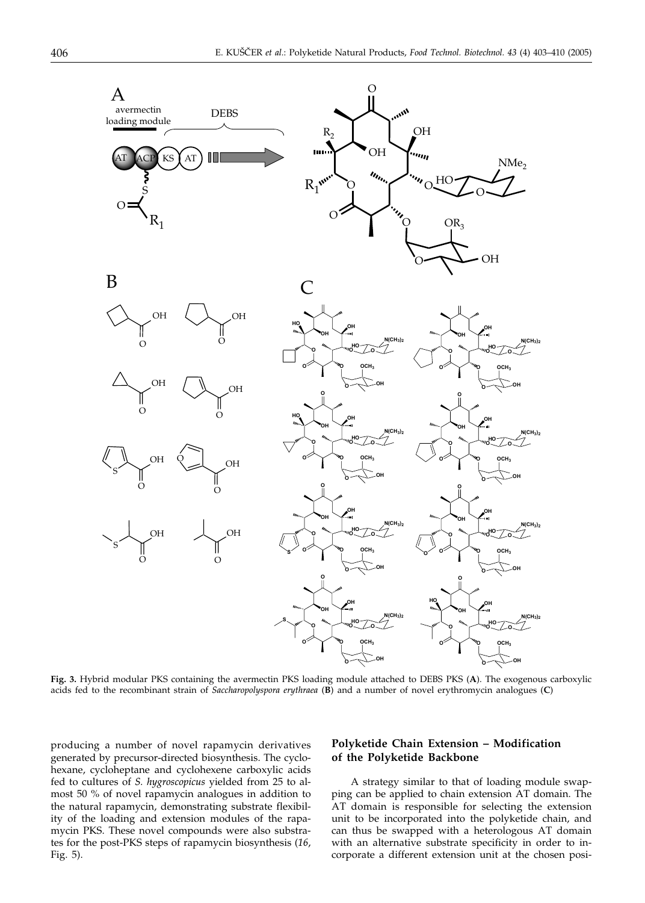**Fig. 3.** Hybrid modular PKS containing the avermectin PKS loading module attached to DEBS PKS (**A**). The exogenous carboxylic acids fed to the recombinant strain of *Saccharopolyspora erythraea* (**B**) and a number of novel erythromycin analogues (**C**)

producing a number of novel rapamycin derivatives generated by precursor-directed biosynthesis. The cyclohexane, cycloheptane and cyclohexene carboxylic acids fed to cultures of *S. hygroscopicus* yielded from 25 to almost 50 % of novel rapamycin analogues in addition to the natural rapamycin, demonstrating substrate flexibility of the loading and extension modules of the rapamycin PKS. These novel compounds were also substrates for the post-PKS steps of rapamycin biosynthesis (*16*, Fig. 5).

## Polyketide Chain Extension – Modification of the Polyketide Backbone

A strategy similar to that of loading module swapping can be applied to chain extension AT domain. The AT domain is responsible for selecting the extension unit to be incorporated into the polyketide chain, and can thus be swapped with a heterologous AT domain with an alternative substrate specificity in order to incorporate a different extension unit at the chosen posi-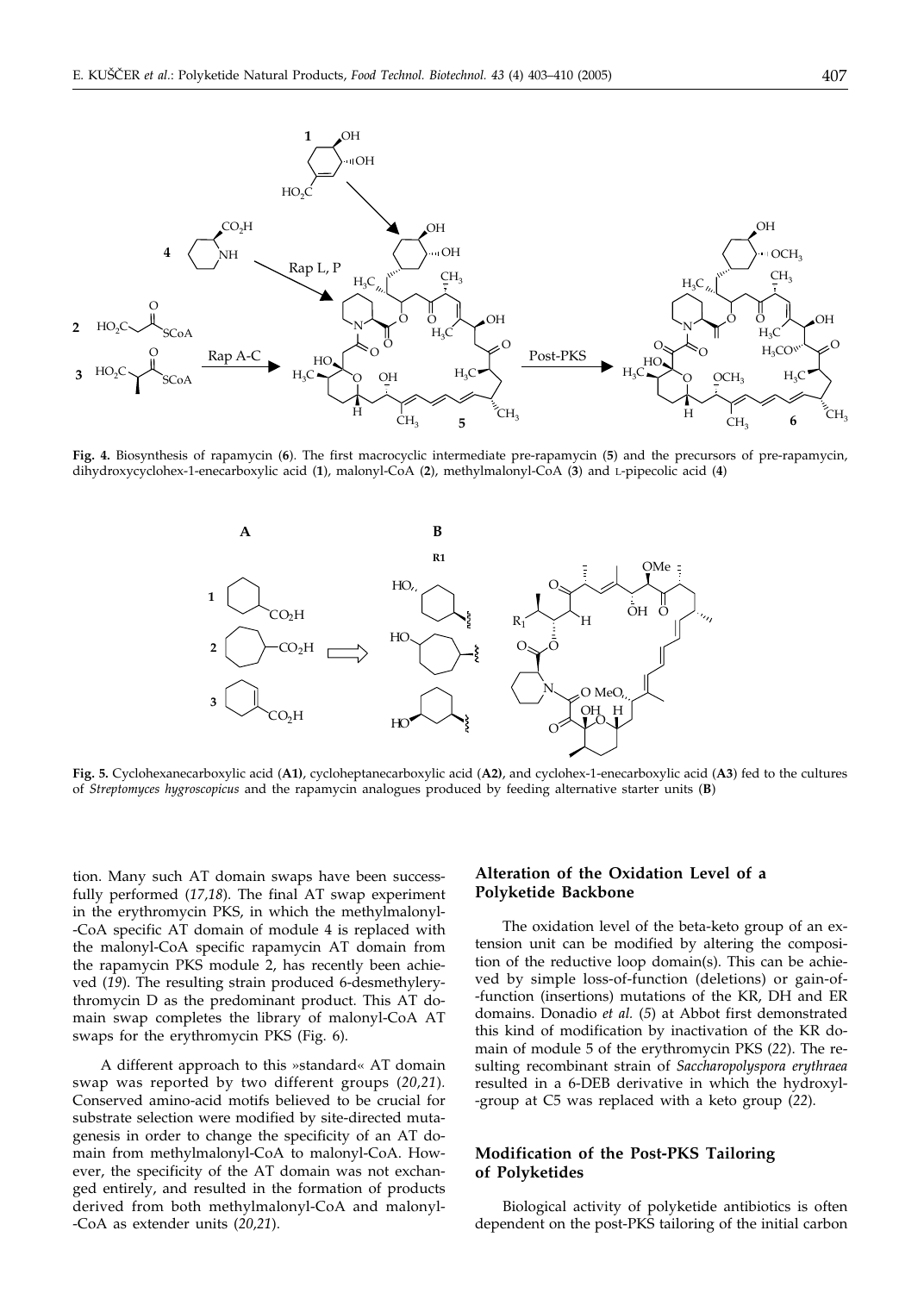**Fig. 4.** Biosynthesis of rapamycin (**6**). The first macrocyclic intermediate pre-rapamycin (**5**) and the precursors of pre-rapamycin, dihydroxycyclohex-1-enecarboxylic acid (**1**), malonyl-CoA (**2**), methylmalonyl-CoA (**3**) and L-pipecolic acid (**4**)

**Fig. 5.** Cyclohexanecarboxylic acid (**A1**), cycloheptanecarboxylic acid (**A2**), and cyclohex-1-enecarboxylic acid (**A3**) fed to the cultures of *Streptomyces hygroscopicus* and the rapamycin analogues produced by feeding alternative starter units (**B**)

tion. Many such AT domain swaps have been successfully performed (*17,18*). The final AT swap experiment in the erythromycin PKS, in which the methylmalonyl-CoA specific AT domain of module 4 is replaced with the malonyl-CoA specific rapamycin AT domain from the rapamycin PKS module 2, has recently been achieved (*19*). The resulting strain produced 6-desmethylerythromycin D as the predominant product. This AT domain swap completes the library of malonyl-CoA AT swaps for the erythromycin PKS (Fig. 6).

A different approach to this »standard« AT domain swap was reported by two different groups (*20,21*). Conserved amino-acid motifs believed to be crucial for substrate selection were modified by site-directed mutagenesis in order to change the specificity of an AT domain from methylmalonyl-CoA to malonyl-CoA. However, the specificity of the AT domain was not exchanged entirely, and resulted in the formation of products derived from both methylmalonyl-CoA and malonyl-CoA as extender units (*20,21*).

## Alteration of the Oxidation Level of a Polyketide Backbone

The oxidation level of the beta-keto group of an extension unit can be modified by altering the composition of the reductive loop domain(s). This can be achieved by simple loss-of-function (deletions) or gain-of-function (insertions) mutations of the KR, DH and ER domains. Donadio *et al.* (*5*) at Abbot first demonstrated this kind of modification by inactivation of the KR domain of module 5 of the erythromycin PKS (*22*). The resulting recombinant strain of *Saccharopolyspora erythraea* resulted in a 6-DEB derivative in which the hydroxyl-group at C5 was replaced with a keto group (*22*).

## Modification of the Post-PKS Tailoring of Polyketides

Biological activity of polyketide antibiotics is often dependent on the post-PKS tailoring of the initial carbon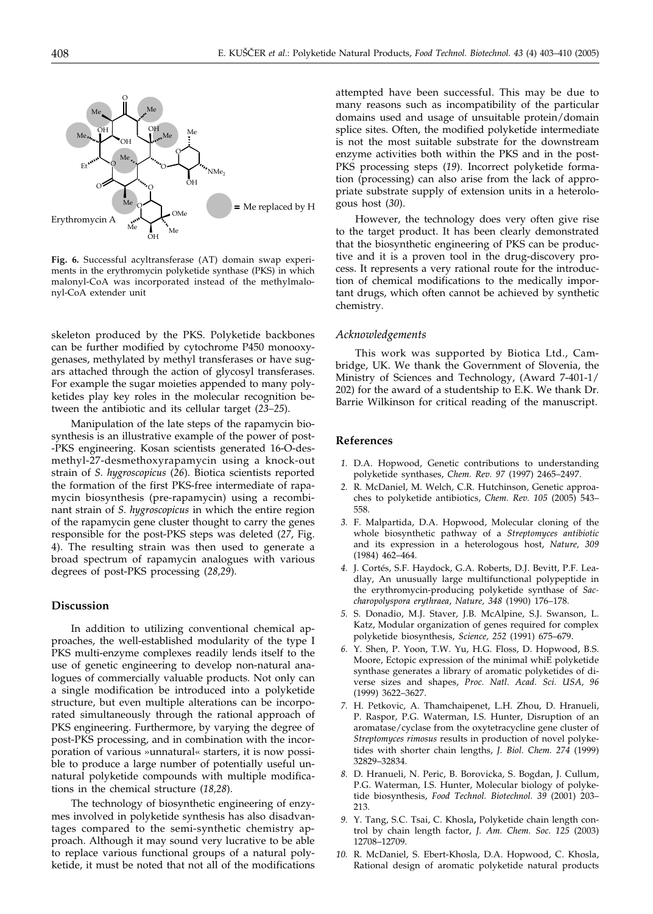**Fig. 6.** Successful acyltransferase (AT) domain swap experiments in the erythromycin polyketide synthase (PKS) in which malonyl-CoA was incorporated instead of the methylmalonyl-CoA extender unit

skeleton produced by the PKS. Polyketide backbones can be further modified by cytochrome P450 monooxygenases, methylated by methyl transferases or have sugars attached through the action of glycosyl transferases. For example the sugar moieties appended to many polyketides play key roles in the molecular recognition between the antibiotic and its cellular target (*23–25*).

Manipulation of the late steps of the rapamycin biosynthesis is an illustrative example of the power of post--PKS engineering. Kosan scientists generated 16-O-desmethyl-27-desmethoxyrapamycin using a knock-out strain of *S. hygroscopicus* (*26*). Biotica scientists reported the formation of the first PKS-free intermediate of rapamycin biosynthesis (pre-rapamycin) using a recombinant strain of *S. hygroscopicus* in which the entire region of the rapamycin gene cluster thought to carry the genes responsible for the post-PKS steps was deleted (*27*, Fig. 4). The resulting strain was then used to generate a broad spectrum of rapamycin analogues with various degrees of post-PKS processing (*28,29*).

## Discussion

In addition to utilizing conventional chemical approaches, the well-established modularity of the type I PKS multi-enzyme complexes readily lends itself to the use of genetic engineering to develop non-natural analogues of commercially valuable products. Not only can a single modification be introduced into a polyketide structure, but even multiple alterations can be incorporated simultaneously through the rational approach of PKS engineering. Furthermore, by varying the degree of post-PKS processing, and in combination with the incorporation of various »unnatural« starters, it is now possible to produce a large number of potentially useful unnatural polyketide compounds with multiple modifications in the chemical structure (*18,28*).

The technology of biosynthetic engineering of enzymes involved in polyketide synthesis has also disadvantages compared to the semi-synthetic chemistry approach. Although it may sound very lucrative to be able to replace various functional groups of a natural polyketide, it must be noted that not all of the modifications attempted have been successful. This may be due to many reasons such as incompatibility of the particular domains used and usage of unsuitable protein/domain splice sites. Often, the modified polyketide intermediate is not the most suitable substrate for the downstream enzyme activities both within the PKS and in the post-PKS processing steps (*19*). Incorrect polyketide formation (processing) can also arise from the lack of appropriate substrate supply of extension units in a heterologous host (*30*).

However, the technology does very often give rise to the target product. It has been clearly demonstrated that the biosynthetic engineering of PKS can be productive and it is a proven tool in the drug-discovery process. It represents a very rational route for the introduction of chemical modifications to the medically important drugs, which often cannot be achieved by synthetic chemistry.

### *Acknowledgements*

This work was supported by Biotica Ltd., Cambridge, UK. We thank the Government of Slovenia, the Ministry of Sciences and Technology, (Award 7-401-1/202) for the award of a studentship to E.K. We thank Dr. Barrie Wilkinson for critical reading of the manuscript.

## References

1. D.A. Hopwood, Genetic contributions to understanding polyketide synthases, *Chem. Rev. 97* (1997) 2465–2497.
2. R. McDaniel, M. Welch, C.R. Hutchinson, Genetic approaches to polyketide antibiotics, *Chem. Rev. 105* (2005) 543–558.
3. F. Malpartida, D.A. Hopwood, Molecular cloning of the whole biosynthetic pathway of a *Streptomyces antibiotic* and its expression in a heterologous host, *Nature, 309* (1984) 462–464.
4. J. Cortés, S.F. Haydock, G.A. Roberts, D.J. Bevitt, P.F. Leadlay, An unusually large multifunctional polypeptide in the erythromycin-producing polyketide synthase of *Saccharopolyspora erythraea*, *Nature, 348* (1990) 176–178.
5. S. Donadio, M.J. Staver, J.B. McAlpine, S.J. Swanson, L. Katz, Modular organization of genes required for complex polyketide biosynthesis, *Science, 252* (1991) 675–679.
6. Y. Shen, P. Yoon, T.W. Yu, H.G. Floss, D. Hopwood, B.S. Moore, Ectopic expression of the minimal whiE polyketide synthase generates a library of aromatic polyketides of diverse sizes and shapes, *Proc. Natl. Acad. Sci. USA, 96* (1999) 3622–3627.
7. H. Petkovic, A. Thamchaipenet, L.H. Zhou, D. Hranueli, P. Raspor, P.G. Waterman, I.S. Hunter, Disruption of an aromatase/cyclase from the oxytetracycline gene cluster of *Streptomyces rimosus* results in production of novel polyketides with shorter chain lengths, *J. Biol. Chem. 274* (1999) 32829–32834.
8. D. Hranueli, N. Peric, B. Borovicka, S. Bogdan, J. Cullum, P.G. Waterman, I.S. Hunter, Molecular biology of polyketide biosynthesis, *Food Technol. Biotechnol. 39* (2001) 203–213.
9. Y. Tang, S.C. Tsai, C. Khosla**,** Polyketide chain length control by chain length factor, *J. Am. Chem. Soc. 125* (2003) 12708–12709.
10. R. McDaniel, S. Ebert-Khosla, D.A. Hopwood, C. Khosla, Rational design of aromatic polyketide natural products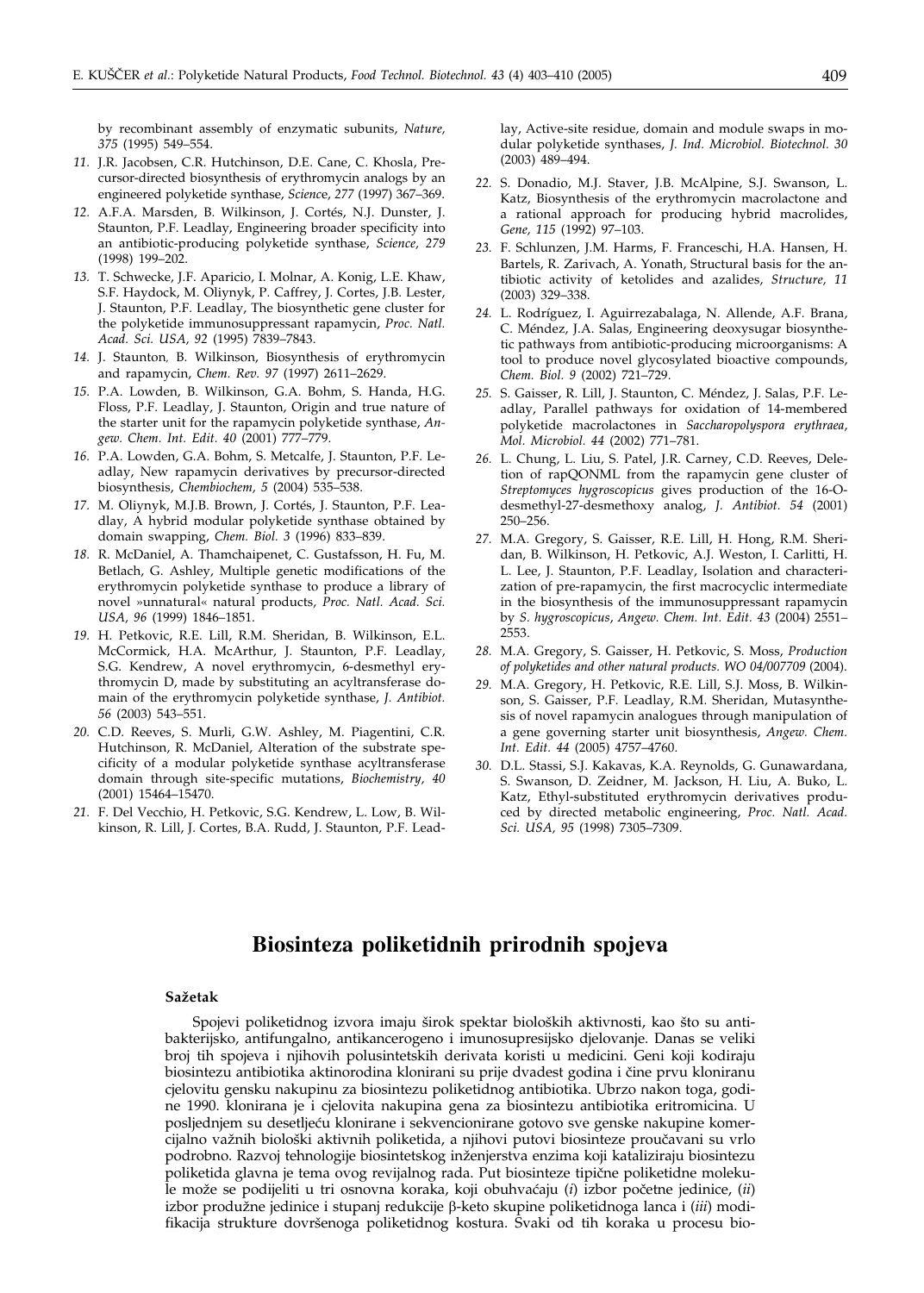by recombinant assembly of enzymatic subunits, *Nature, 375* (1995) 549–554.

11. J.R. Jacobsen, C.R. Hutchinson, D.E. Cane, C. Khosla, Precursor-directed biosynthesis of erythromycin analogs by an engineered polyketide synthase, *Science, 277* (1997) 367–369.
12. A.F.A. Marsden, B. Wilkinson, J. Cortés, N.J. Dunster, J. Staunton, P.F. Leadlay, Engineering broader specificity into an antibiotic-producing polyketide synthase, *Science, 279* (1998) 199–202.
13. T. Schwecke, J.F. Aparicio, I. Molnar, A. Konig, L.E. Khaw, S.F. Haydock, M. Oliynyk, P. Caffrey, J. Cortes, J.B. Lester, J. Staunton, P.F. Leadlay, The biosynthetic gene cluster for the polyketide immunosuppressant rapamycin, *Proc. Natl. Acad. Sci. USA, 92* (1995) 7839–7843.
14. J. Staunton, B. Wilkinson, Biosynthesis of erythromycin and rapamycin, *Chem. Rev. 97* (1997) 2611–2629.
15. P.A. Lowden, B. Wilkinson, G.A. Bohm, S. Handa, H.G. Floss, P.F. Leadlay, J. Staunton, Origin and true nature of the starter unit for the rapamycin polyketide synthase, *Angew. Chem. Int. Edit. 40* (2001) 777–779.
16. P.A. Lowden, G.A. Bohm, S. Metcalfe, J. Staunton, P.F. Leadlay, New rapamycin derivatives by precursor-directed biosynthesis, *Chembiochem, 5* (2004) 535–538.
17. M. Oliynyk, M.J.B. Brown, J. Cortés, J. Staunton, P.F. Leadlay, A hybrid modular polyketide synthase obtained by domain swapping, *Chem. Biol. 3* (1996) 833–839.
18. R. McDaniel, A. Thamchaipenet, C. Gustafsson, H. Fu, M. Betlach, G. Ashley, Multiple genetic modifications of the erythromycin polyketide synthase to produce a library of novel »unnatural« natural products, *Proc. Natl. Acad. Sci. USA, 96* (1999) 1846–1851.
19. H. Petkovic, R.E. Lill, R.M. Sheridan, B. Wilkinson, E.L. McCormick, H.A. McArthur, J. Staunton, P.F. Leadlay, S.G. Kendrew, A novel erythromycin, 6-desmethyl erythromycin D, made by substituting an acyltransferase domain of the erythromycin polyketide synthase, *J. Antibiot. 56* (2003) 543–551.
20. C.D. Reeves, S. Murli, G.W. Ashley, M. Piagentini, C.R. Hutchinson, R. McDaniel, Alteration of the substrate specificity of a modular polyketide synthase acyltransferase domain through site-specific mutations, *Biochemistry, 40* (2001) 15464–15470.
21. F. Del Vecchio, H. Petkovic, S.G. Kendrew, L. Low, B. Wilkinson, R. Lill, J. Cortes, B.A. Rudd, J. Staunton, P.F. Leadlay, Active-site residue, domain and module swaps in modular polyketide synthases, *J. Ind. Microbiol. Biotechnol. 30* (2003) 489–494.
22. S. Donadio, M.J. Staver, J.B. McAlpine, S.J. Swanson, L. Katz, Biosynthesis of the erythromycin macrolactone and a rational approach for producing hybrid macrolides, *Gene, 115* (1992) 97–103.
23. F. Schlunzen, J.M. Harms, F. Franceschi, H.A. Hansen, H. Bartels, R. Zarivach, A. Yonath, Structural basis for the antibiotic activity of ketolides and azalides, *Structure, 11* (2003) 329–338.
24. L. Rodríguez, I. Aguirrezabalaga, N. Allende, A.F. Brana, C. Méndez, J.A. Salas, Engineering deoxysugar biosynthetic pathways from antibiotic-producing microorganisms: A tool to produce novel glycosylated bioactive compounds, *Chem. Biol. 9* (2002) 721–729.
25. S. Gaisser, R. Lill, J. Staunton, C. Méndez, J. Salas, P.F. Leadlay, Parallel pathways for oxidation of 14-membered polyketide macrolactones in *Saccharopolyspora erythraea*, *Mol. Microbiol. 44* (2002) 771–781.
26. L. Chung, L. Liu, S. Patel, J.R. Carney, C.D. Reeves, Deletion of rapQONML from the rapamycin gene cluster of *Streptomyces hygroscopicus* gives production of the 16-O-desmethyl-27-desmethoxy analog, *J. Antibiot. 54* (2001) 250–256.
27. M.A. Gregory, S. Gaisser, R.E. Lill, H. Hong, R.M. Sheridan, B. Wilkinson, H. Petkovic, A.J. Weston, I. Carlitti, H. L. Lee, J. Staunton, P.F. Leadlay, Isolation and characterization of pre-rapamycin, the first macrocyclic intermediate in the biosynthesis of the immunosuppressant rapamycin by *S. hygroscopicus*, *Angew. Chem. Int. Edit. 43* (2004) 2551–2553.
28. M.A. Gregory, S. Gaisser, H. Petkovic, S. Moss, *Production of polyketides and other natural products. WO 04/007709* (2004).
29. M.A. Gregory, H. Petkovic, R.E. Lill, S.J. Moss, B. Wilkinson, S. Gaisser, P.F. Leadlay, R.M. Sheridan, Mutasynthesis of novel rapamycin analogues through manipulation of a gene governing starter unit biosynthesis, *Angew. Chem. Int. Edit. 44* (2005) 4757–4760.
30. D.L. Stassi, S.J. Kakavas, K.A. Reynolds, G. Gunawardana, S. Swanson, D. Zeidner, M. Jackson, H. Liu, A. Buko, L. Katz, Ethyl-substituted erythromycin derivatives produced by directed metabolic engineering, *Proc. Natl. Acad. Sci. USA, 95* (1998) 7305–7309.

# Biosinteza poliketidnih prirodnih spojeva

### Sažetak

Spojevi poliketidnog izvora imaju širok spektar bioloških aktivnosti, kao što su antibakterijsko, antifungalno, antikancerogeno i imunosupresijsko djelovanje. Danas se veliki broj tih spojeva i njihovih polusintetskih derivata koristi u medicini. Geni koji kodiraju biosintezu antibiotika aktinorodina klonirani su prije dvadest godina i čine prvu kloniranu cjelovitu gensku nakupinu za biosintezu poliketidnog antibiotika. Ubrzo nakon toga, godine 1990. klonirana je i cjelovita nakupina gena za biosintezu antibiotika eritromicina. U posljednjem su desetljeću klonirane i sekvencionirane gotovo sve genske nakupine komercijalno važnih biološki aktivnih poliketida, a njihovi putovi biosinteze proučavani su vrlo podrobno. Razvoj tehnologije biosintetskog inženjerstva enzima koji kataliziraju biosintezu poliketida glavna je tema ovog revijalnog rada. Put biosinteze tipične poliketidne molekule može se podijeliti u tri osnovna koraka, koji obuhvaćaju (*i*) izbor početne jedinice, (*ii*) izbor produžne jedinice i stupanj redukcije β-keto skupine poliketidnoga lanca i (*iii*) modifikacija strukture dovršenoga poliketidnog kostura. Svaki od tih koraka u procesu bio-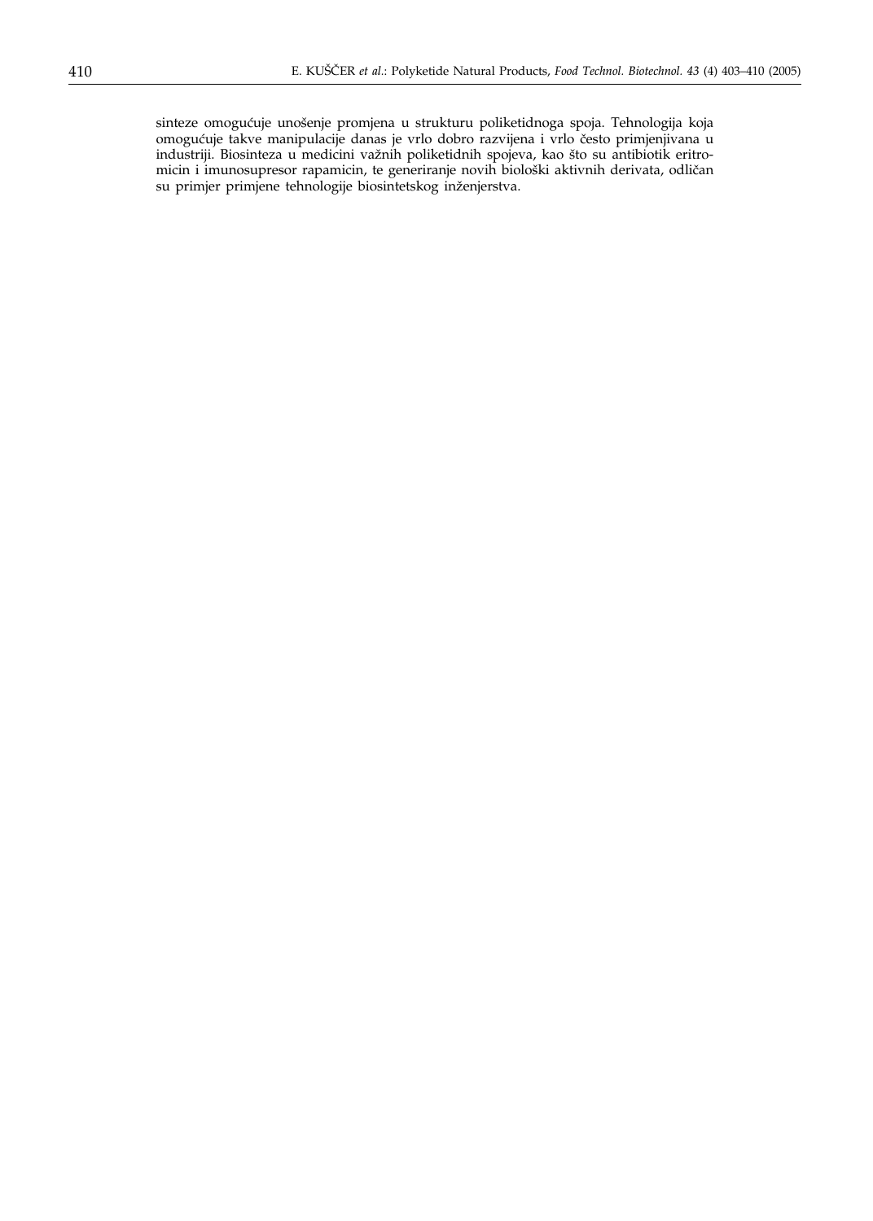sinteze omogućuje unošenje promjena u strukturu poliketidnoga spoja. Tehnologija koja omogućuje takve manipulacije danas je vrlo dobro razvijena i vrlo često primjenjivana u industriji. Biosinteza u medicini važnih poliketidnih spojeva, kao što su antibiotik eritromicin i imunosupresor rapamicin, te generiranje novih biološki aktivnih derivata, odličan su primjer primjene tehnologije biosintetskog inženjerstva.